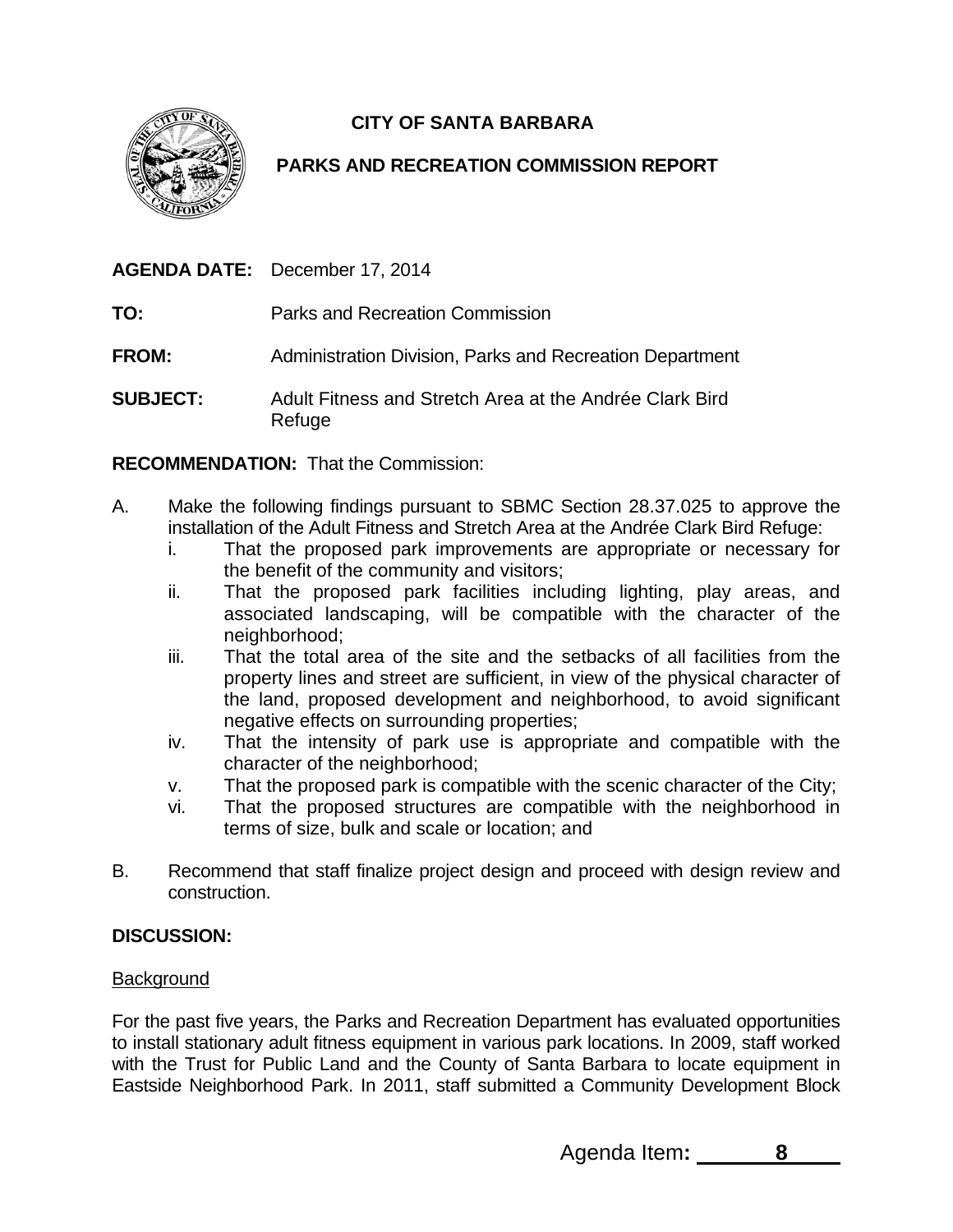**CITY OF SANTA BARBARA**

**PARKS AND RECREATION COMMISSION REPORT**

**AGENDA DATE:** December 17, 2014

**TO:** Parks and Recreation Commission

**FROM:** Administration Division, Parks and Recreation Department

**SUBJECT:** Adult Fitness and Stretch Area at the Andrée Clark Bird Refuge

**RECOMMENDATION:** That the Commission:

A. Make the following findings pursuant to SBMC Section 28.37.025 to approve the installation of the Adult Fitness and Stretch Area at the Andrée Clark Bird Refuge:
   i. That the proposed park improvements are appropriate or necessary for the benefit of the community and visitors;
   ii. That the proposed park facilities including lighting, play areas, and associated landscaping, will be compatible with the character of the neighborhood;
   iii. That the total area of the site and the setbacks of all facilities from the property lines and street are sufficient, in view of the physical character of the land, proposed development and neighborhood, to avoid significant negative effects on surrounding properties;
   iv. That the intensity of park use is appropriate and compatible with the character of the neighborhood;
   v. That the proposed park is compatible with the scenic character of the City;
   vi. That the proposed structures are compatible with the neighborhood in terms of size, bulk and scale or location; and

B. Recommend that staff finalize project design and proceed with design review and construction.

**DISCUSSION:**

Background

For the past five years, the Parks and Recreation Department has evaluated opportunities to install stationary adult fitness equipment in various park locations. In 2009, staff worked with the Trust for Public Land and the County of Santa Barbara to locate equipment in Eastside Neighborhood Park. In 2011, staff submitted a Community Development Block

Agenda Item: **8**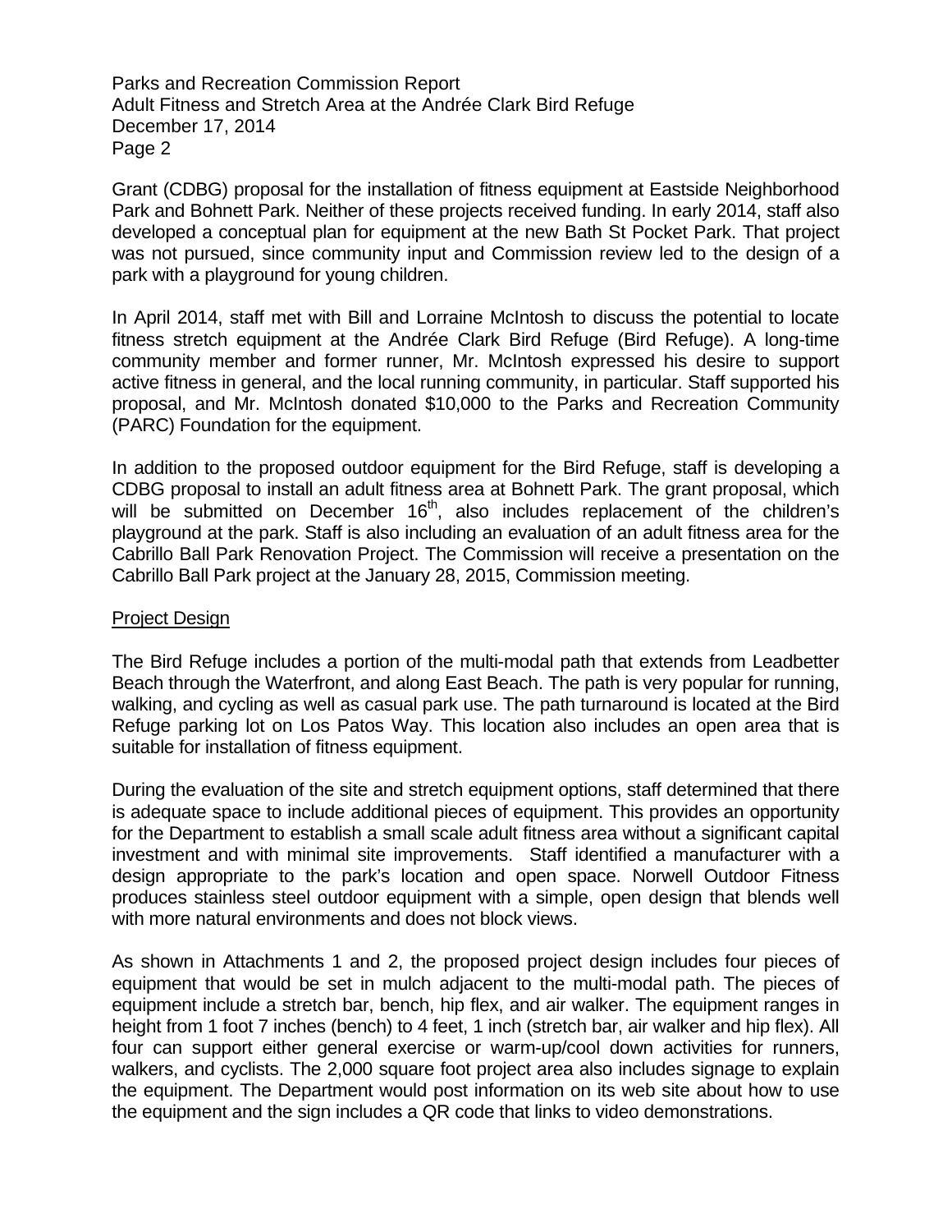Grant (CDBG) proposal for the installation of fitness equipment at Eastside Neighborhood Park and Bohnett Park. Neither of these projects received funding. In early 2014, staff also developed a conceptual plan for equipment at the new Bath St Pocket Park. That project was not pursued, since community input and Commission review led to the design of a park with a playground for young children.

In April 2014, staff met with Bill and Lorraine McIntosh to discuss the potential to locate fitness stretch equipment at the Andrée Clark Bird Refuge (Bird Refuge). A long-time community member and former runner, Mr. McIntosh expressed his desire to support active fitness in general, and the local running community, in particular. Staff supported his proposal, and Mr. McIntosh donated $10,000 to the Parks and Recreation Community (PARC) Foundation for the equipment.

In addition to the proposed outdoor equipment for the Bird Refuge, staff is developing a CDBG proposal to install an adult fitness area at Bohnett Park. The grant proposal, which will be submitted on December 16th, also includes replacement of the children's playground at the park. Staff is also including an evaluation of an adult fitness area for the Cabrillo Ball Park Renovation Project. The Commission will receive a presentation on the Cabrillo Ball Park project at the January 28, 2015, Commission meeting.

## Project Design

The Bird Refuge includes a portion of the multi-modal path that extends from Leadbetter Beach through the Waterfront, and along East Beach. The path is very popular for running, walking, and cycling as well as casual park use. The path turnaround is located at the Bird Refuge parking lot on Los Patos Way. This location also includes an open area that is suitable for installation of fitness equipment.

During the evaluation of the site and stretch equipment options, staff determined that there is adequate space to include additional pieces of equipment. This provides an opportunity for the Department to establish a small scale adult fitness area without a significant capital investment and with minimal site improvements. Staff identified a manufacturer with a design appropriate to the park's location and open space. Norwell Outdoor Fitness produces stainless steel outdoor equipment with a simple, open design that blends well with more natural environments and does not block views.

As shown in Attachments 1 and 2, the proposed project design includes four pieces of equipment that would be set in mulch adjacent to the multi-modal path. The pieces of equipment include a stretch bar, bench, hip flex, and air walker. The equipment ranges in height from 1 foot 7 inches (bench) to 4 feet, 1 inch (stretch bar, air walker and hip flex). All four can support either general exercise or warm-up/cool down activities for runners, walkers, and cyclists. The 2,000 square foot project area also includes signage to explain the equipment. The Department would post information on its web site about how to use the equipment and the sign includes a QR code that links to video demonstrations.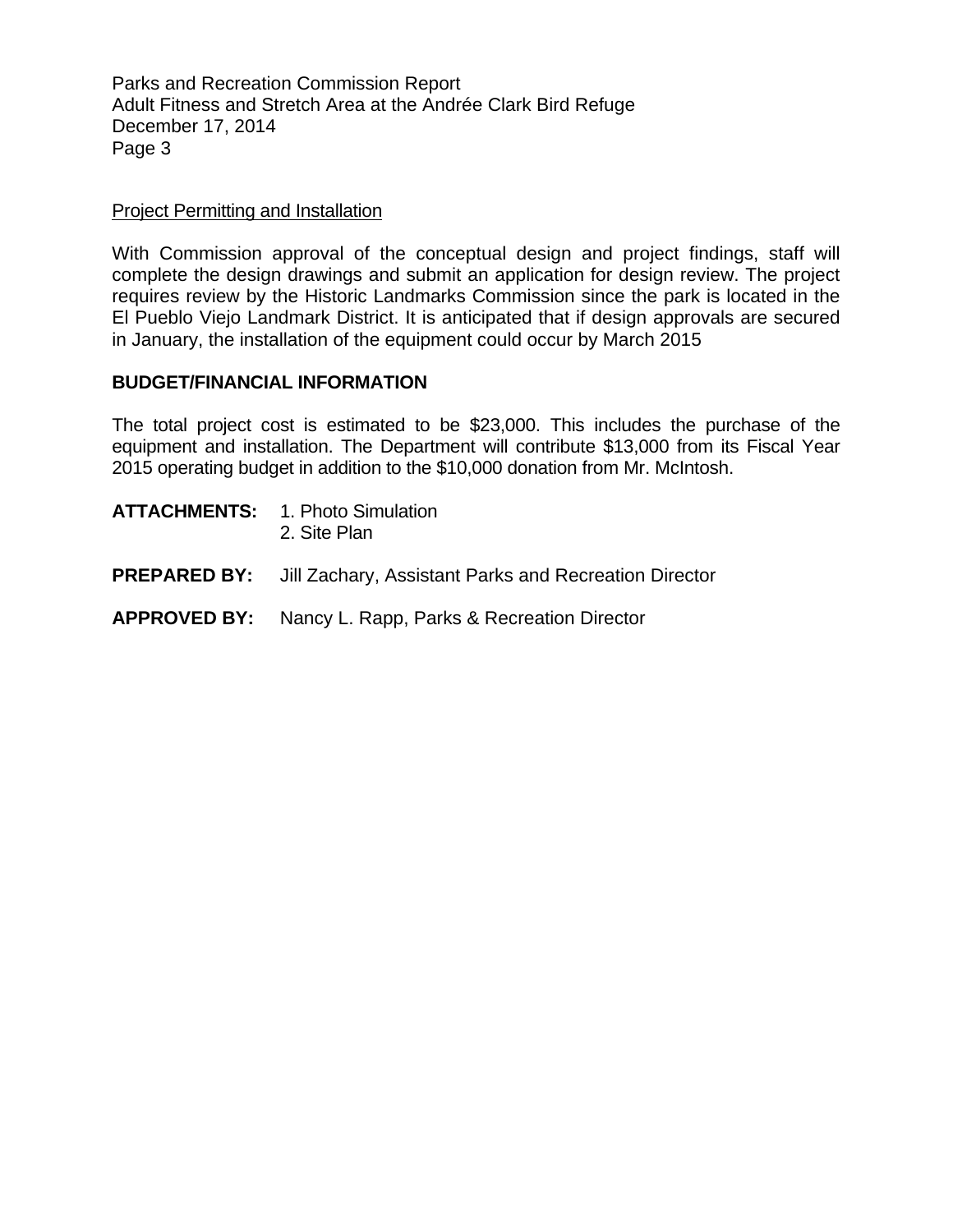Project Permitting and Installation

With Commission approval of the conceptual design and project findings, staff will complete the design drawings and submit an application for design review. The project requires review by the Historic Landmarks Commission since the park is located in the El Pueblo Viejo Landmark District. It is anticipated that if design approvals are secured in January, the installation of the equipment could occur by March 2015

## BUDGET/FINANCIAL INFORMATION

The total project cost is estimated to be $23,000. This includes the purchase of the equipment and installation. The Department will contribute $13,000 from its Fiscal Year 2015 operating budget in addition to the $10,000 donation from Mr. McIntosh.

**ATTACHMENTS:** 1. Photo Simulation
2. Site Plan

**PREPARED BY:** Jill Zachary, Assistant Parks and Recreation Director

**APPROVED BY:** Nancy L. Rapp, Parks & Recreation Director